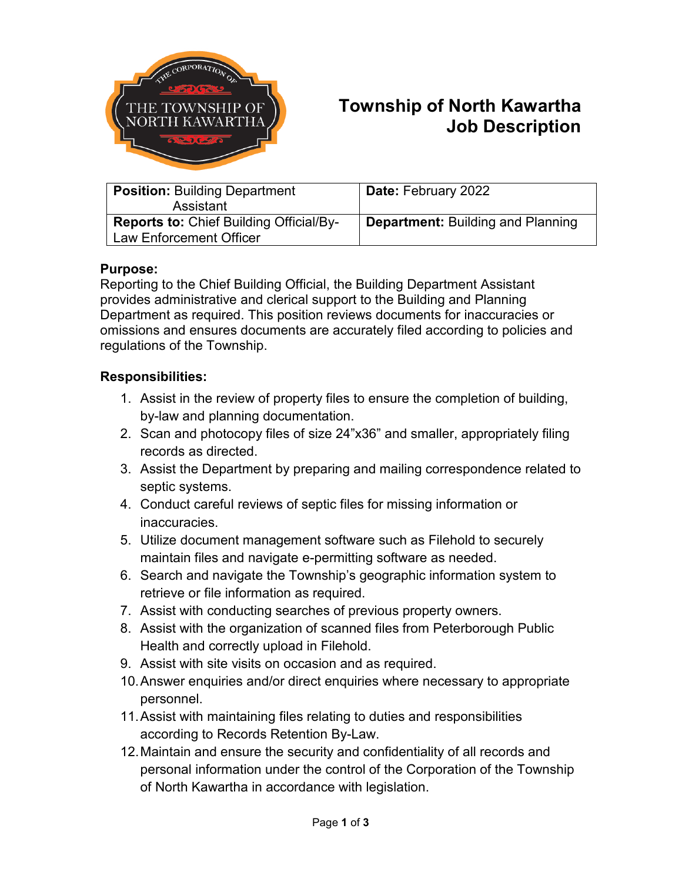# Township of North Kawartha Job Description

| **Position:** Building Department Assistant | **Date:** February 2022 |
| --- | --- |
| **Reports to:** Chief Building Official/By-Law Enforcement Officer | **Department:** Building and Planning |

**Purpose:**

Reporting to the Chief Building Official, the Building Department Assistant provides administrative and clerical support to the Building and Planning Department as required. This position reviews documents for inaccuracies or omissions and ensures documents are accurately filed according to policies and regulations of the Township.

**Responsibilities:**

1. Assist in the review of property files to ensure the completion of building, by-law and planning documentation.
2. Scan and photocopy files of size 24"x36" and smaller, appropriately filing records as directed.
3. Assist the Department by preparing and mailing correspondence related to septic systems.
4. Conduct careful reviews of septic files for missing information or inaccuracies.
5. Utilize document management software such as Filehold to securely maintain files and navigate e-permitting software as needed.
6. Search and navigate the Township's geographic information system to retrieve or file information as required.
7. Assist with conducting searches of previous property owners.
8. Assist with the organization of scanned files from Peterborough Public Health and correctly upload in Filehold.
9. Assist with site visits on occasion and as required.
10. Answer enquiries and/or direct enquiries where necessary to appropriate personnel.
11. Assist with maintaining files relating to duties and responsibilities according to Records Retention By-Law.
12. Maintain and ensure the security and confidentiality of all records and personal information under the control of the Corporation of the Township of North Kawartha in accordance with legislation.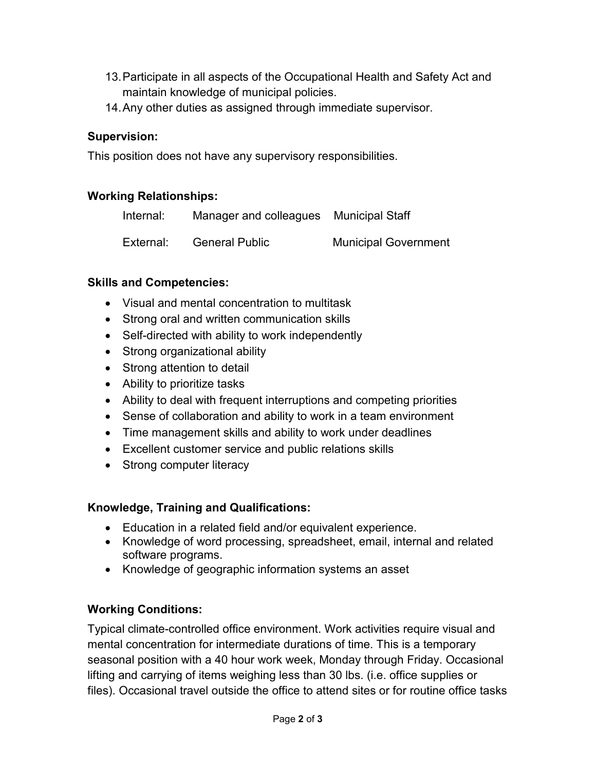13. Participate in all aspects of the Occupational Health and Safety Act and maintain knowledge of municipal policies.
14. Any other duties as assigned through immediate supervisor.

**Supervision:**

This position does not have any supervisory responsibilities.

**Working Relationships:**

| | | |
|---|---|---|
| Internal: | Manager and colleagues | Municipal Staff |
| External: | General Public | Municipal Government |

**Skills and Competencies:**

- Visual and mental concentration to multitask
- Strong oral and written communication skills
- Self-directed with ability to work independently
- Strong organizational ability
- Strong attention to detail
- Ability to prioritize tasks
- Ability to deal with frequent interruptions and competing priorities
- Sense of collaboration and ability to work in a team environment
- Time management skills and ability to work under deadlines
- Excellent customer service and public relations skills
- Strong computer literacy

**Knowledge, Training and Qualifications:**

- Education in a related field and/or equivalent experience.
- Knowledge of word processing, spreadsheet, email, internal and related software programs.
- Knowledge of geographic information systems an asset

**Working Conditions:**

Typical climate-controlled office environment. Work activities require visual and mental concentration for intermediate durations of time. This is a temporary seasonal position with a 40 hour work week, Monday through Friday. Occasional lifting and carrying of items weighing less than 30 lbs. (i.e. office supplies or files). Occasional travel outside the office to attend sites or for routine office tasks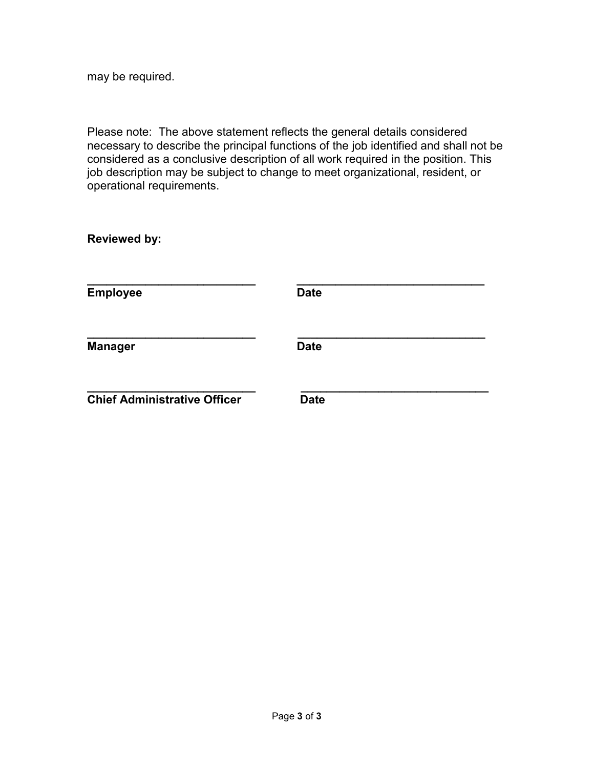may be required.

Please note: The above statement reflects the general details considered necessary to describe the principal functions of the job identified and shall not be considered as a conclusive description of all work required in the position. This job description may be subject to change to meet organizational, resident, or operational requirements.

**Reviewed by:**

| | |
|---|---|
| ___________________________ | ______________________________ |
| **Employee** | **Date** |
| ___________________________ | ______________________________ |
| **Manager** | **Date** |
| ___________________________ | ______________________________ |
| **Chief Administrative Officer** | **Date** |